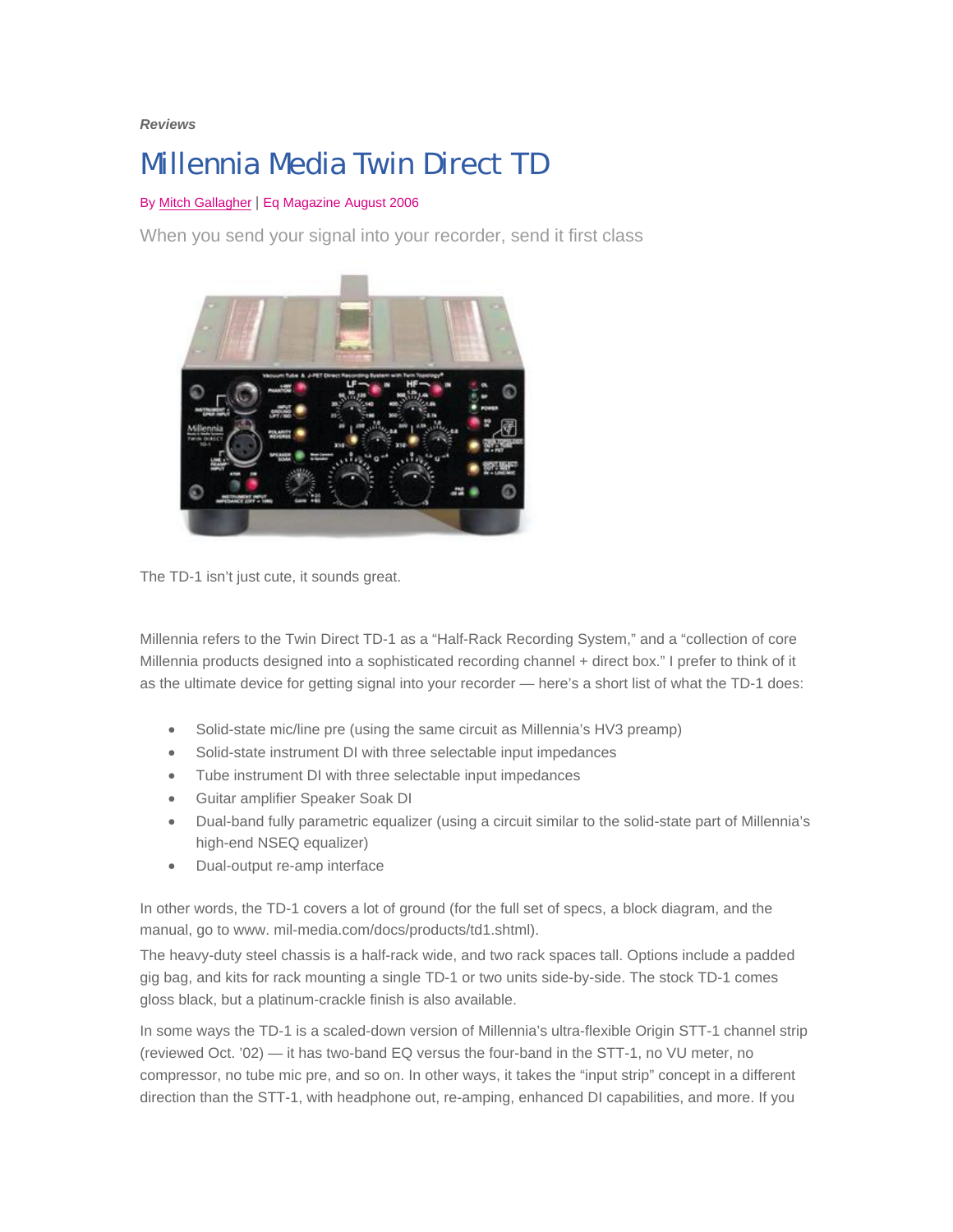*Reviews*

# Millennia Media Twin Direct TD

By Mitch Gallagher | Eq Magazine August 2006

When you send your signal into your recorder, send it first class

The TD-1 isn't just cute, it sounds great.

Millennia refers to the Twin Direct TD-1 as a "Half-Rack Recording System," and a "collection of core Millennia products designed into a sophisticated recording channel + direct box." I prefer to think of it as the ultimate device for getting signal into your recorder — here's a short list of what the TD-1 does:

- Solid-state mic/line pre (using the same circuit as Millennia's HV3 preamp)
- Solid-state instrument DI with three selectable input impedances
- Tube instrument DI with three selectable input impedances
- Guitar amplifier Speaker Soak DI
- Dual-band fully parametric equalizer (using a circuit similar to the solid-state part of Millennia's high-end NSEQ equalizer)
- Dual-output re-amp interface

In other words, the TD-1 covers a lot of ground (for the full set of specs, a block diagram, and the manual, go to www. mil-media.com/docs/products/td1.shtml).

The heavy-duty steel chassis is a half-rack wide, and two rack spaces tall. Options include a padded gig bag, and kits for rack mounting a single TD-1 or two units side-by-side. The stock TD-1 comes gloss black, but a platinum-crackle finish is also available.

In some ways the TD-1 is a scaled-down version of Millennia's ultra-flexible Origin STT-1 channel strip (reviewed Oct. '02) — it has two-band EQ versus the four-band in the STT-1, no VU meter, no compressor, no tube mic pre, and so on. In other ways, it takes the "input strip" concept in a different direction than the STT-1, with headphone out, re-amping, enhanced DI capabilities, and more. If you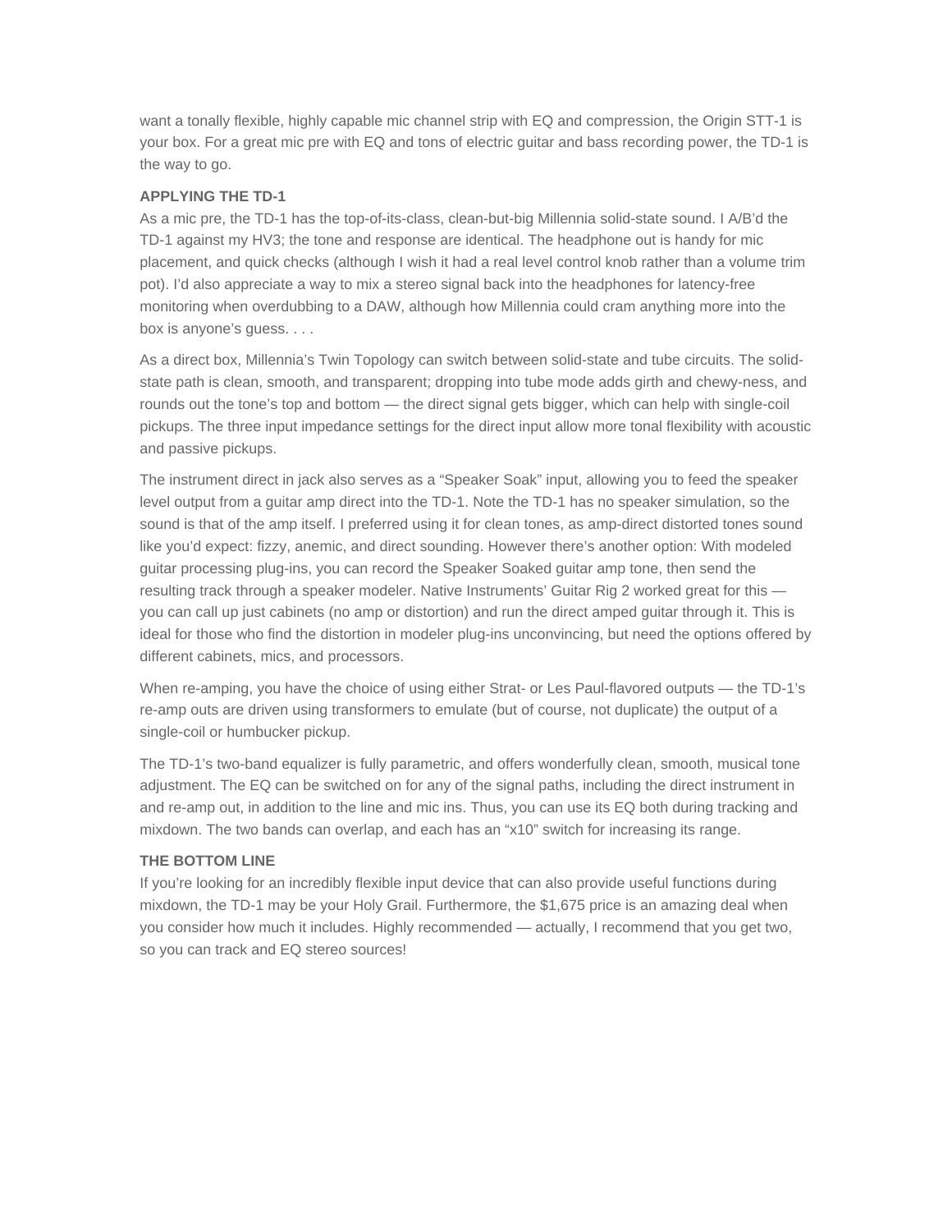want a tonally flexible, highly capable mic channel strip with EQ and compression, the Origin STT-1 is your box. For a great mic pre with EQ and tons of electric guitar and bass recording power, the TD-1 is the way to go.

**APPLYING THE TD-1**

As a mic pre, the TD-1 has the top-of-its-class, clean-but-big Millennia solid-state sound. I A/B'd the TD-1 against my HV3; the tone and response are identical. The headphone out is handy for mic placement, and quick checks (although I wish it had a real level control knob rather than a volume trim pot). I'd also appreciate a way to mix a stereo signal back into the headphones for latency-free monitoring when overdubbing to a DAW, although how Millennia could cram anything more into the box is anyone's guess. . . .

As a direct box, Millennia's Twin Topology can switch between solid-state and tube circuits. The solid-state path is clean, smooth, and transparent; dropping into tube mode adds girth and chewy-ness, and rounds out the tone's top and bottom — the direct signal gets bigger, which can help with single-coil pickups. The three input impedance settings for the direct input allow more tonal flexibility with acoustic and passive pickups.

The instrument direct in jack also serves as a "Speaker Soak" input, allowing you to feed the speaker level output from a guitar amp direct into the TD-1. Note the TD-1 has no speaker simulation, so the sound is that of the amp itself. I preferred using it for clean tones, as amp-direct distorted tones sound like you'd expect: fizzy, anemic, and direct sounding. However there's another option: With modeled guitar processing plug-ins, you can record the Speaker Soaked guitar amp tone, then send the resulting track through a speaker modeler. Native Instruments' Guitar Rig 2 worked great for this — you can call up just cabinets (no amp or distortion) and run the direct amped guitar through it. This is ideal for those who find the distortion in modeler plug-ins unconvincing, but need the options offered by different cabinets, mics, and processors.

When re-amping, you have the choice of using either Strat- or Les Paul-flavored outputs — the TD-1's re-amp outs are driven using transformers to emulate (but of course, not duplicate) the output of a single-coil or humbucker pickup.

The TD-1's two-band equalizer is fully parametric, and offers wonderfully clean, smooth, musical tone adjustment. The EQ can be switched on for any of the signal paths, including the direct instrument in and re-amp out, in addition to the line and mic ins. Thus, you can use its EQ both during tracking and mixdown. The two bands can overlap, and each has an "x10" switch for increasing its range.

**THE BOTTOM LINE**

If you're looking for an incredibly flexible input device that can also provide useful functions during mixdown, the TD-1 may be your Holy Grail. Furthermore, the $1,675 price is an amazing deal when you consider how much it includes. Highly recommended — actually, I recommend that you get two, so you can track and EQ stereo sources!